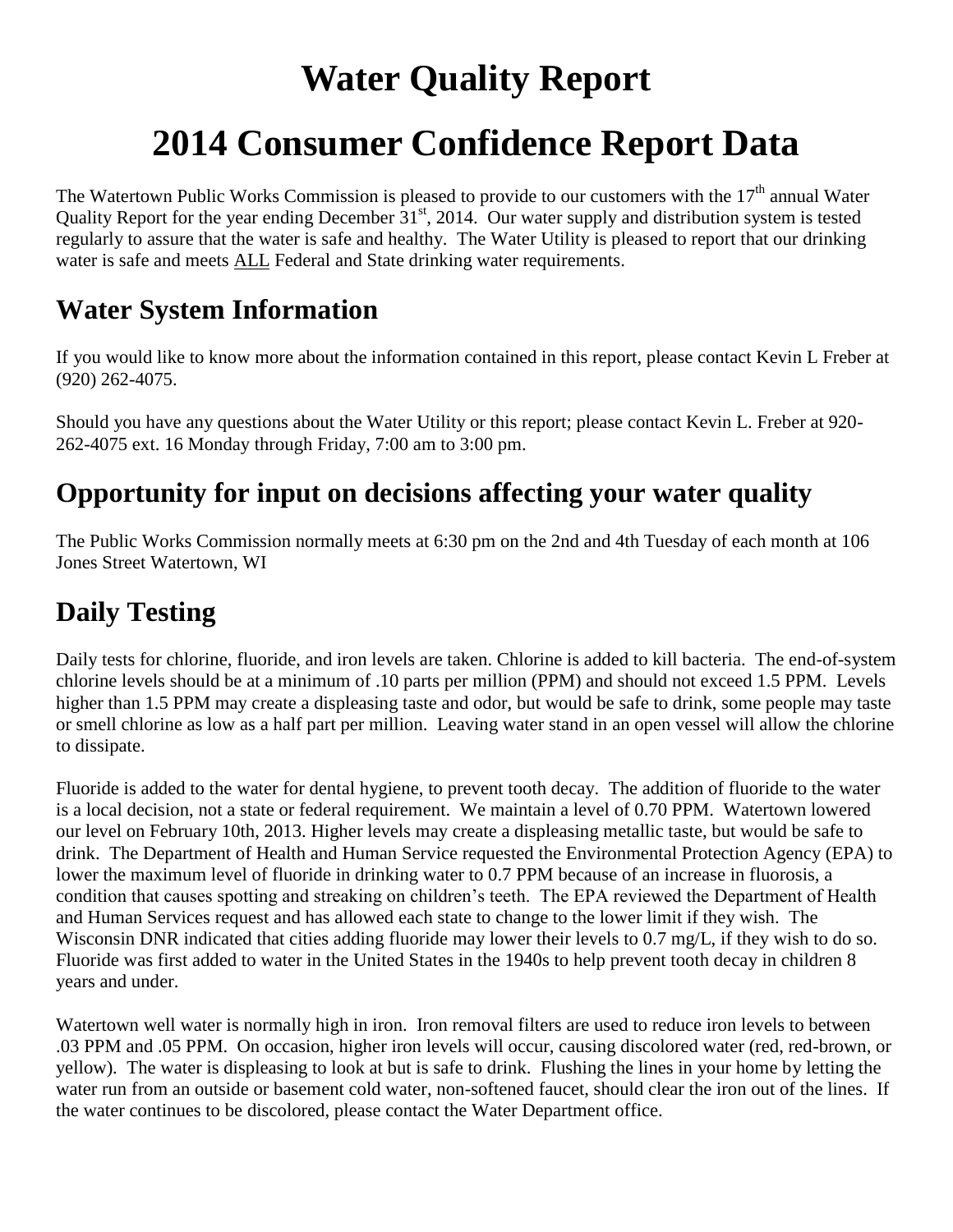# Water Quality Report

# 2014 Consumer Confidence Report Data

The Watertown Public Works Commission is pleased to provide to our customers with the 17th annual Water Quality Report for the year ending December 31st, 2014. Our water supply and distribution system is tested regularly to assure that the water is safe and healthy. The Water Utility is pleased to report that our drinking water is safe and meets ALL Federal and State drinking water requirements.

## Water System Information

If you would like to know more about the information contained in this report, please contact Kevin L Freber at (920) 262-4075.

Should you have any questions about the Water Utility or this report; please contact Kevin L. Freber at 920-262-4075 ext. 16 Monday through Friday, 7:00 am to 3:00 pm.

## Opportunity for input on decisions affecting your water quality

The Public Works Commission normally meets at 6:30 pm on the 2nd and 4th Tuesday of each month at 106 Jones Street Watertown, WI

## Daily Testing

Daily tests for chlorine, fluoride, and iron levels are taken. Chlorine is added to kill bacteria. The end-of-system chlorine levels should be at a minimum of .10 parts per million (PPM) and should not exceed 1.5 PPM. Levels higher than 1.5 PPM may create a displeasing taste and odor, but would be safe to drink, some people may taste or smell chlorine as low as a half part per million. Leaving water stand in an open vessel will allow the chlorine to dissipate.

Fluoride is added to the water for dental hygiene, to prevent tooth decay. The addition of fluoride to the water is a local decision, not a state or federal requirement. We maintain a level of 0.70 PPM. Watertown lowered our level on February 10th, 2013. Higher levels may create a displeasing metallic taste, but would be safe to drink. The Department of Health and Human Service requested the Environmental Protection Agency (EPA) to lower the maximum level of fluoride in drinking water to 0.7 PPM because of an increase in fluorosis, a condition that causes spotting and streaking on children's teeth. The EPA reviewed the Department of Health and Human Services request and has allowed each state to change to the lower limit if they wish. The Wisconsin DNR indicated that cities adding fluoride may lower their levels to 0.7 mg/L, if they wish to do so. Fluoride was first added to water in the United States in the 1940s to help prevent tooth decay in children 8 years and under.

Watertown well water is normally high in iron. Iron removal filters are used to reduce iron levels to between .03 PPM and .05 PPM. On occasion, higher iron levels will occur, causing discolored water (red, red-brown, or yellow). The water is displeasing to look at but is safe to drink. Flushing the lines in your home by letting the water run from an outside or basement cold water, non-softened faucet, should clear the iron out of the lines. If the water continues to be discolored, please contact the Water Department office.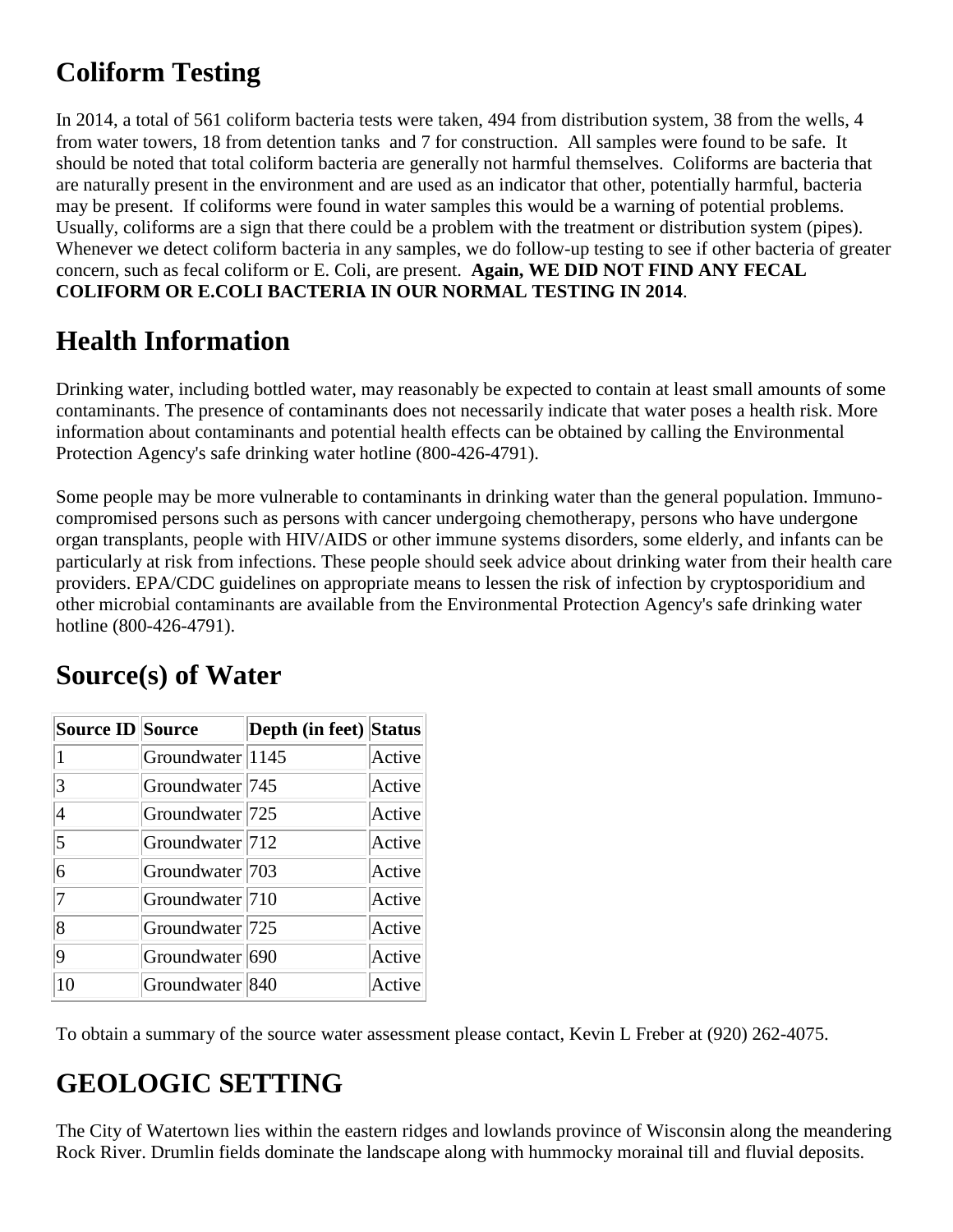## Coliform Testing

In 2014, a total of 561 coliform bacteria tests were taken, 494 from distribution system, 38 from the wells, 4 from water towers, 18 from detention tanks and 7 for construction. All samples were found to be safe. It should be noted that total coliform bacteria are generally not harmful themselves. Coliforms are bacteria that are naturally present in the environment and are used as an indicator that other, potentially harmful, bacteria may be present. If coliforms were found in water samples this would be a warning of potential problems. Usually, coliforms are a sign that there could be a problem with the treatment or distribution system (pipes). Whenever we detect coliform bacteria in any samples, we do follow-up testing to see if other bacteria of greater concern, such as fecal coliform or E. Coli, are present. **Again, WE DID NOT FIND ANY FECAL COLIFORM OR E.COLI BACTERIA IN OUR NORMAL TESTING IN 2014**.

## Health Information

Drinking water, including bottled water, may reasonably be expected to contain at least small amounts of some contaminants. The presence of contaminants does not necessarily indicate that water poses a health risk. More information about contaminants and potential health effects can be obtained by calling the Environmental Protection Agency's safe drinking water hotline (800-426-4791).

Some people may be more vulnerable to contaminants in drinking water than the general population. Immuno-compromised persons such as persons with cancer undergoing chemotherapy, persons who have undergone organ transplants, people with HIV/AIDS or other immune systems disorders, some elderly, and infants can be particularly at risk from infections. These people should seek advice about drinking water from their health care providers. EPA/CDC guidelines on appropriate means to lessen the risk of infection by cryptosporidium and other microbial contaminants are available from the Environmental Protection Agency's safe drinking water hotline (800-426-4791).

## Source(s) of Water

| Source ID | Source | Depth (in feet) | Status |
|---|---|---|---|
| 1 | Groundwater | 1145 | Active |
| 3 | Groundwater | 745 | Active |
| 4 | Groundwater | 725 | Active |
| 5 | Groundwater | 712 | Active |
| 6 | Groundwater | 703 | Active |
| 7 | Groundwater | 710 | Active |
| 8 | Groundwater | 725 | Active |
| 9 | Groundwater | 690 | Active |
| 10 | Groundwater | 840 | Active |

To obtain a summary of the source water assessment please contact, Kevin L Freber at (920) 262-4075.

## GEOLOGIC SETTING

The City of Watertown lies within the eastern ridges and lowlands province of Wisconsin along the meandering Rock River. Drumlin fields dominate the landscape along with hummocky morainal till and fluvial deposits.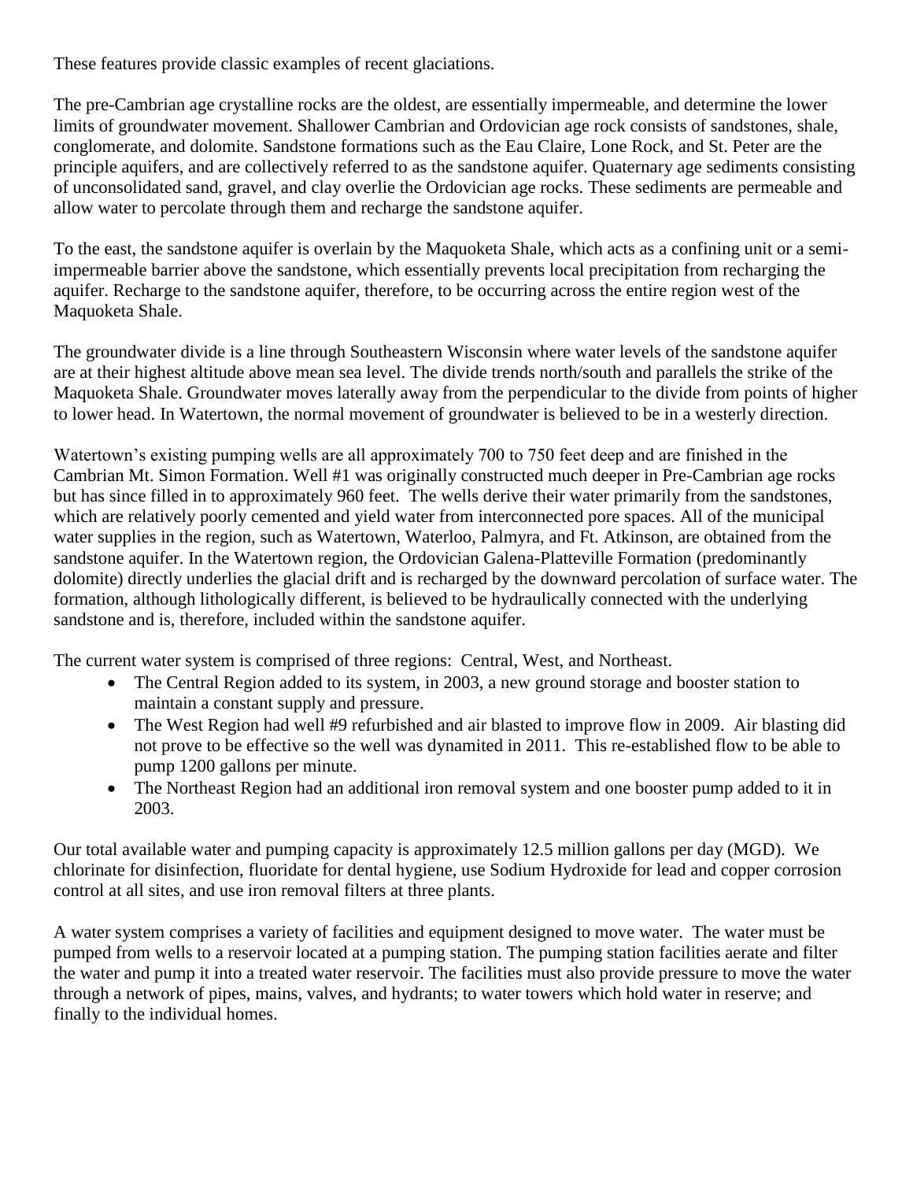These features provide classic examples of recent glaciations.

The pre-Cambrian age crystalline rocks are the oldest, are essentially impermeable, and determine the lower limits of groundwater movement. Shallower Cambrian and Ordovician age rock consists of sandstones, shale, conglomerate, and dolomite. Sandstone formations such as the Eau Claire, Lone Rock, and St. Peter are the principle aquifers, and are collectively referred to as the sandstone aquifer. Quaternary age sediments consisting of unconsolidated sand, gravel, and clay overlie the Ordovician age rocks. These sediments are permeable and allow water to percolate through them and recharge the sandstone aquifer.

To the east, the sandstone aquifer is overlain by the Maquoketa Shale, which acts as a confining unit or a semi-impermeable barrier above the sandstone, which essentially prevents local precipitation from recharging the aquifer. Recharge to the sandstone aquifer, therefore, to be occurring across the entire region west of the Maquoketa Shale.

The groundwater divide is a line through Southeastern Wisconsin where water levels of the sandstone aquifer are at their highest altitude above mean sea level. The divide trends north/south and parallels the strike of the Maquoketa Shale. Groundwater moves laterally away from the perpendicular to the divide from points of higher to lower head. In Watertown, the normal movement of groundwater is believed to be in a westerly direction.

Watertown's existing pumping wells are all approximately 700 to 750 feet deep and are finished in the Cambrian Mt. Simon Formation. Well #1 was originally constructed much deeper in Pre-Cambrian age rocks but has since filled in to approximately 960 feet. The wells derive their water primarily from the sandstones, which are relatively poorly cemented and yield water from interconnected pore spaces. All of the municipal water supplies in the region, such as Watertown, Waterloo, Palmyra, and Ft. Atkinson, are obtained from the sandstone aquifer. In the Watertown region, the Ordovician Galena-Platteville Formation (predominantly dolomite) directly underlies the glacial drift and is recharged by the downward percolation of surface water. The formation, although lithologically different, is believed to be hydraulically connected with the underlying sandstone and is, therefore, included within the sandstone aquifer.

The current water system is comprised of three regions: Central, West, and Northeast.

- The Central Region added to its system, in 2003, a new ground storage and booster station to maintain a constant supply and pressure.
- The West Region had well #9 refurbished and air blasted to improve flow in 2009. Air blasting did not prove to be effective so the well was dynamited in 2011. This re-established flow to be able to pump 1200 gallons per minute.
- The Northeast Region had an additional iron removal system and one booster pump added to it in 2003.

Our total available water and pumping capacity is approximately 12.5 million gallons per day (MGD). We chlorinate for disinfection, fluoridate for dental hygiene, use Sodium Hydroxide for lead and copper corrosion control at all sites, and use iron removal filters at three plants.

A water system comprises a variety of facilities and equipment designed to move water. The water must be pumped from wells to a reservoir located at a pumping station. The pumping station facilities aerate and filter the water and pump it into a treated water reservoir. The facilities must also provide pressure to move the water through a network of pipes, mains, valves, and hydrants; to water towers which hold water in reserve; and finally to the individual homes.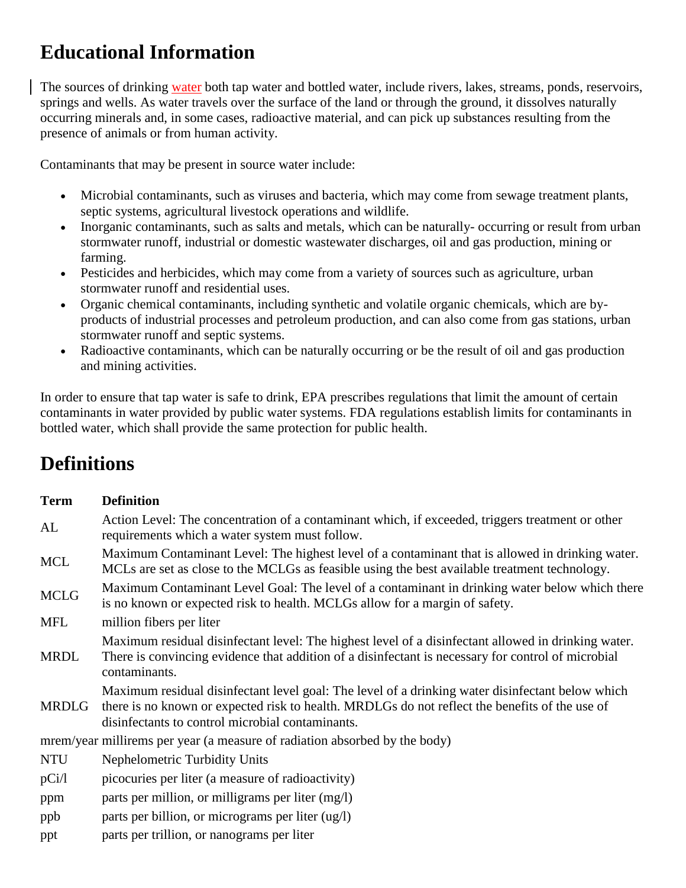# Educational Information

The sources of drinking water both tap water and bottled water, include rivers, lakes, streams, ponds, reservoirs, springs and wells. As water travels over the surface of the land or through the ground, it dissolves naturally occurring minerals and, in some cases, radioactive material, and can pick up substances resulting from the presence of animals or from human activity.

Contaminants that may be present in source water include:

- Microbial contaminants, such as viruses and bacteria, which may come from sewage treatment plants, septic systems, agricultural livestock operations and wildlife.
- Inorganic contaminants, such as salts and metals, which can be naturally- occurring or result from urban stormwater runoff, industrial or domestic wastewater discharges, oil and gas production, mining or farming.
- Pesticides and herbicides, which may come from a variety of sources such as agriculture, urban stormwater runoff and residential uses.
- Organic chemical contaminants, including synthetic and volatile organic chemicals, which are by-products of industrial processes and petroleum production, and can also come from gas stations, urban stormwater runoff and septic systems.
- Radioactive contaminants, which can be naturally occurring or be the result of oil and gas production and mining activities.

In order to ensure that tap water is safe to drink, EPA prescribes regulations that limit the amount of certain contaminants in water provided by public water systems. FDA regulations establish limits for contaminants in bottled water, which shall provide the same protection for public health.

# Definitions

| Term | Definition |
|---|---|
| AL | Action Level: The concentration of a contaminant which, if exceeded, triggers treatment or other requirements which a water system must follow. |
| MCL | Maximum Contaminant Level: The highest level of a contaminant that is allowed in drinking water. MCLs are set as close to the MCLGs as feasible using the best available treatment technology. |
| MCLG | Maximum Contaminant Level Goal: The level of a contaminant in drinking water below which there is no known or expected risk to health. MCLGs allow for a margin of safety. |
| MFL | million fibers per liter |
| MRDL | Maximum residual disinfectant level: The highest level of a disinfectant allowed in drinking water. There is convincing evidence that addition of a disinfectant is necessary for control of microbial contaminants. |
| MRDLG | Maximum residual disinfectant level goal: The level of a drinking water disinfectant below which there is no known or expected risk to health. MRDLGs do not reflect the benefits of the use of disinfectants to control microbial contaminants. |
| mrem/year | millirems per year (a measure of radiation absorbed by the body) |
| NTU | Nephelometric Turbidity Units |
| pCi/l | picocuries per liter (a measure of radioactivity) |
| ppm | parts per million, or milligrams per liter (mg/l) |
| ppb | parts per billion, or micrograms per liter (ug/l) |
| ppt | parts per trillion, or nanograms per liter |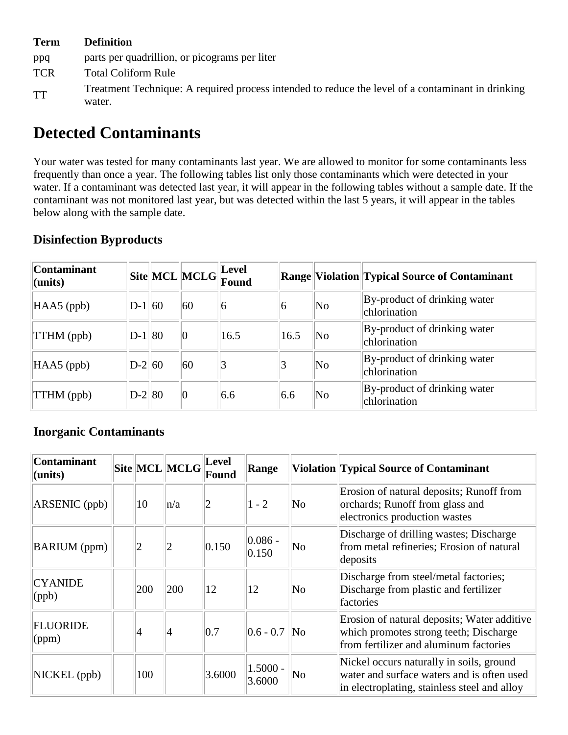| Term | Definition |
|---|---|
| ppq | parts per quadrillion, or picograms per liter |
| TCR | Total Coliform Rule |
| TT | Treatment Technique: A required process intended to reduce the level of a contaminant in drinking water. |

# Detected Contaminants

Your water was tested for many contaminants last year. We are allowed to monitor for some contaminants less frequently than once a year. The following tables list only those contaminants which were detected in your water. If a contaminant was detected last year, it will appear in the following tables without a sample date. If the contaminant was not monitored last year, but was detected within the last 5 years, it will appear in the tables below along with the sample date.

### Disinfection Byproducts

| Contaminant (units) | Site | MCL | MCLG | Level Found | Range | Violation | Typical Source of Contaminant |
|---|---|---|---|---|---|---|---|
| HAA5 (ppb) | D-1 | 60 | 60 | 6 | 6 | No | By-product of drinking water chlorination |
| TTHM (ppb) | D-1 | 80 | 0 | 16.5 | 16.5 | No | By-product of drinking water chlorination |
| HAA5 (ppb) | D-2 | 60 | 60 | 3 | 3 | No | By-product of drinking water chlorination |
| TTHM (ppb) | D-2 | 80 | 0 | 6.6 | 6.6 | No | By-product of drinking water chlorination |

### Inorganic Contaminants

| Contaminant (units) | Site | MCL | MCLG | Level Found | Range | Violation | Typical Source of Contaminant |
|---|---|---|---|---|---|---|---|
| ARSENIC (ppb) | | 10 | n/a | 2 | 1 - 2 | No | Erosion of natural deposits; Runoff from orchards; Runoff from glass and electronics production wastes |
| BARIUM (ppm) | | 2 | 2 | 0.150 | 0.086 - 0.150 | No | Discharge of drilling wastes; Discharge from metal refineries; Erosion of natural deposits |
| CYANIDE (ppb) | | 200 | 200 | 12 | 12 | No | Discharge from steel/metal factories; Discharge from plastic and fertilizer factories |
| FLUORIDE (ppm) | | 4 | 4 | 0.7 | 0.6 - 0.7 | No | Erosion of natural deposits; Water additive which promotes strong teeth; Discharge from fertilizer and aluminum factories |
| NICKEL (ppb) | | 100 | | 3.6000 | 1.5000 - 3.6000 | No | Nickel occurs naturally in soils, ground water and surface waters and is often used in electroplating, stainless steel and alloy |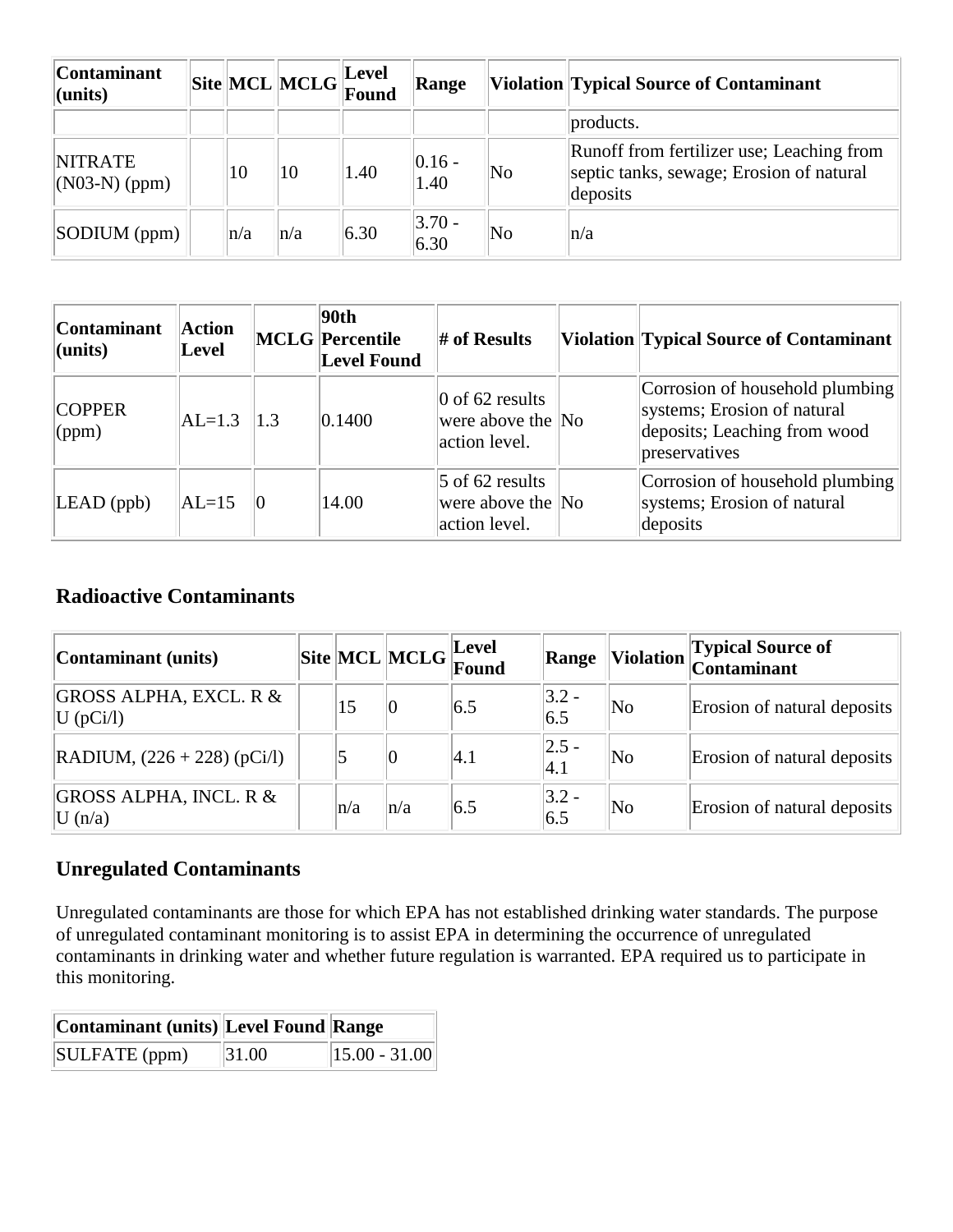| Contaminant (units) | Site | MCL | MCLG | Level Found | Range | Violation | Typical Source of Contaminant |
|---|---|---|---|---|---|---|---|
| | | | | | | | products. |
| NITRATE (N03-N) (ppm) | | 10 | 10 | 1.40 | 0.16 - 1.40 | No | Runoff from fertilizer use; Leaching from septic tanks, sewage; Erosion of natural deposits |
| SODIUM (ppm) | | n/a | n/a | 6.30 | 3.70 - 6.30 | No | n/a |

| Contaminant (units) | Action Level | MCLG | 90th Percentile Level Found | # of Results | Violation | Typical Source of Contaminant |
|---|---|---|---|---|---|---|
| COPPER (ppm) | AL=1.3 | 1.3 | 0.1400 | 0 of 62 results were above the action level. | No | Corrosion of household plumbing systems; Erosion of natural deposits; Leaching from wood preservatives |
| LEAD (ppb) | AL=15 | 0 | 14.00 | 5 of 62 results were above the action level. | No | Corrosion of household plumbing systems; Erosion of natural deposits |

### Radioactive Contaminants

| Contaminant (units) | Site | MCL | MCLG | Level Found | Range | Violation | Typical Source of Contaminant |
|---|---|---|---|---|---|---|---|
| GROSS ALPHA, EXCL. R & U (pCi/l) | | 15 | 0 | 6.5 | 3.2 - 6.5 | No | Erosion of natural deposits |
| RADIUM, (226 + 228) (pCi/l) | | 5 | 0 | 4.1 | 2.5 - 4.1 | No | Erosion of natural deposits |
| GROSS ALPHA, INCL. R & U (n/a) | | n/a | n/a | 6.5 | 3.2 - 6.5 | No | Erosion of natural deposits |

### Unregulated Contaminants

Unregulated contaminants are those for which EPA has not established drinking water standards. The purpose of unregulated contaminant monitoring is to assist EPA in determining the occurrence of unregulated contaminants in drinking water and whether future regulation is warranted. EPA required us to participate in this monitoring.

| Contaminant (units) | Level Found | Range |
|---|---|---|
| SULFATE (ppm) | 31.00 | 15.00 - 31.00 |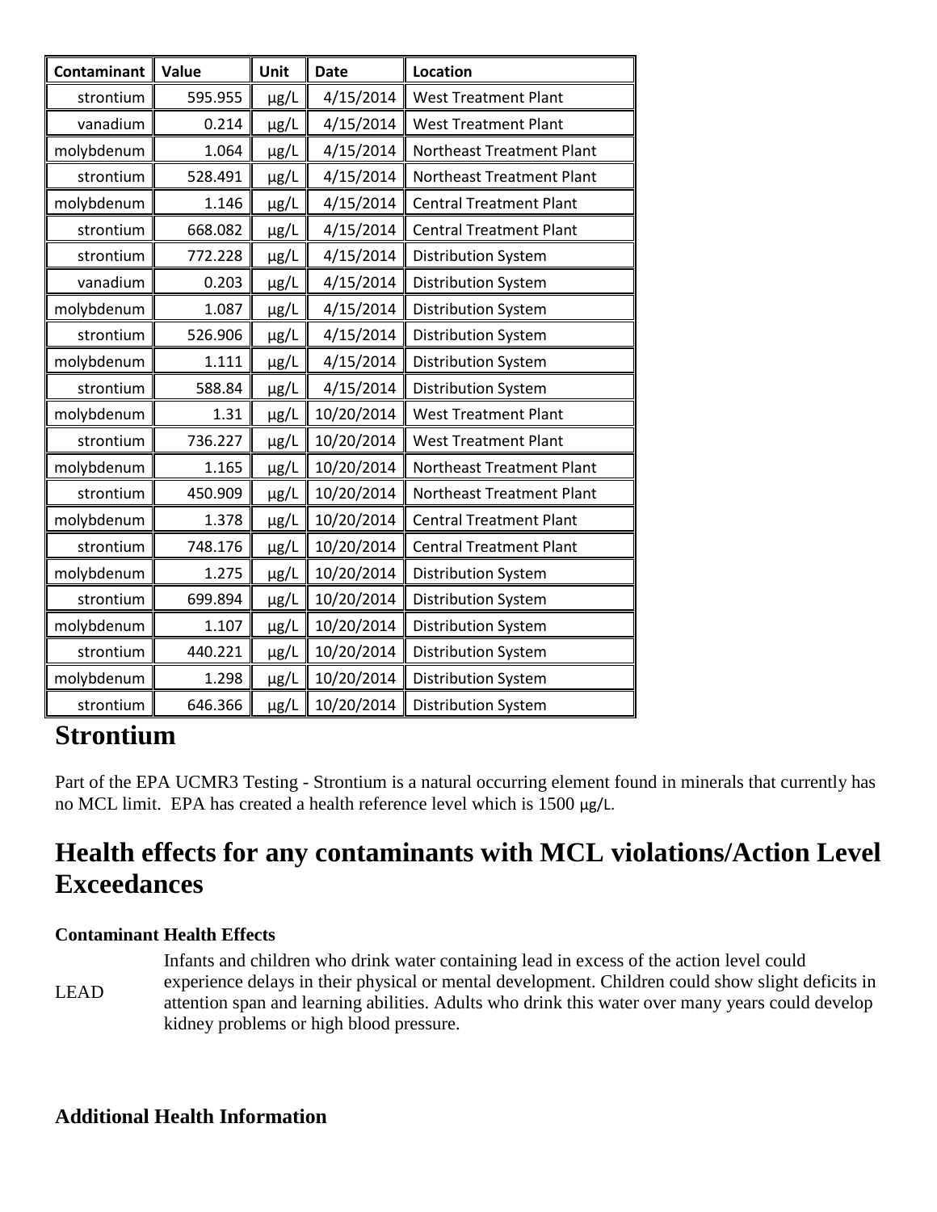| Contaminant | Value | Unit | Date | Location |
|---|---|---|---|---|
| strontium | 595.955 | µg/L | 4/15/2014 | West Treatment Plant |
| vanadium | 0.214 | µg/L | 4/15/2014 | West Treatment Plant |
| molybdenum | 1.064 | µg/L | 4/15/2014 | Northeast Treatment Plant |
| strontium | 528.491 | µg/L | 4/15/2014 | Northeast Treatment Plant |
| molybdenum | 1.146 | µg/L | 4/15/2014 | Central Treatment Plant |
| strontium | 668.082 | µg/L | 4/15/2014 | Central Treatment Plant |
| strontium | 772.228 | µg/L | 4/15/2014 | Distribution System |
| vanadium | 0.203 | µg/L | 4/15/2014 | Distribution System |
| molybdenum | 1.087 | µg/L | 4/15/2014 | Distribution System |
| strontium | 526.906 | µg/L | 4/15/2014 | Distribution System |
| molybdenum | 1.111 | µg/L | 4/15/2014 | Distribution System |
| strontium | 588.84 | µg/L | 4/15/2014 | Distribution System |
| molybdenum | 1.31 | µg/L | 10/20/2014 | West Treatment Plant |
| strontium | 736.227 | µg/L | 10/20/2014 | West Treatment Plant |
| molybdenum | 1.165 | µg/L | 10/20/2014 | Northeast Treatment Plant |
| strontium | 450.909 | µg/L | 10/20/2014 | Northeast Treatment Plant |
| molybdenum | 1.378 | µg/L | 10/20/2014 | Central Treatment Plant |
| strontium | 748.176 | µg/L | 10/20/2014 | Central Treatment Plant |
| molybdenum | 1.275 | µg/L | 10/20/2014 | Distribution System |
| strontium | 699.894 | µg/L | 10/20/2014 | Distribution System |
| molybdenum | 1.107 | µg/L | 10/20/2014 | Distribution System |
| strontium | 440.221 | µg/L | 10/20/2014 | Distribution System |
| molybdenum | 1.298 | µg/L | 10/20/2014 | Distribution System |
| strontium | 646.366 | µg/L | 10/20/2014 | Distribution System |

## Strontium

Part of the EPA UCMR3 Testing - Strontium is a natural occurring element found in minerals that currently has no MCL limit. EPA has created a health reference level which is 1500 µg/L.

## Health effects for any contaminants with MCL violations/Action Level Exceedances

**Contaminant Health Effects**

| | |
|---|---|
| LEAD | Infants and children who drink water containing lead in excess of the action level could experience delays in their physical or mental development. Children could show slight deficits in attention span and learning abilities. Adults who drink this water over many years could develop kidney problems or high blood pressure. |

### Additional Health Information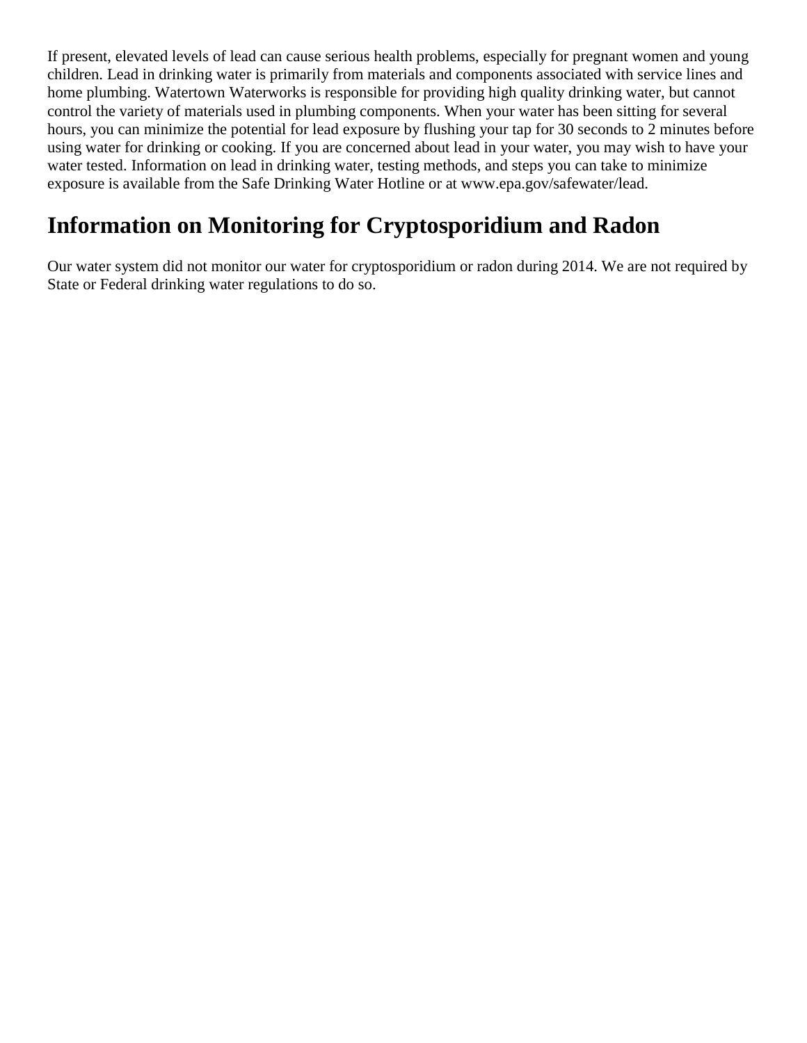If present, elevated levels of lead can cause serious health problems, especially for pregnant women and young children. Lead in drinking water is primarily from materials and components associated with service lines and home plumbing. Watertown Waterworks is responsible for providing high quality drinking water, but cannot control the variety of materials used in plumbing components. When your water has been sitting for several hours, you can minimize the potential for lead exposure by flushing your tap for 30 seconds to 2 minutes before using water for drinking or cooking. If you are concerned about lead in your water, you may wish to have your water tested. Information on lead in drinking water, testing methods, and steps you can take to minimize exposure is available from the Safe Drinking Water Hotline or at www.epa.gov/safewater/lead.

## Information on Monitoring for Cryptosporidium and Radon

Our water system did not monitor our water for cryptosporidium or radon during 2014. We are not required by State or Federal drinking water regulations to do so.